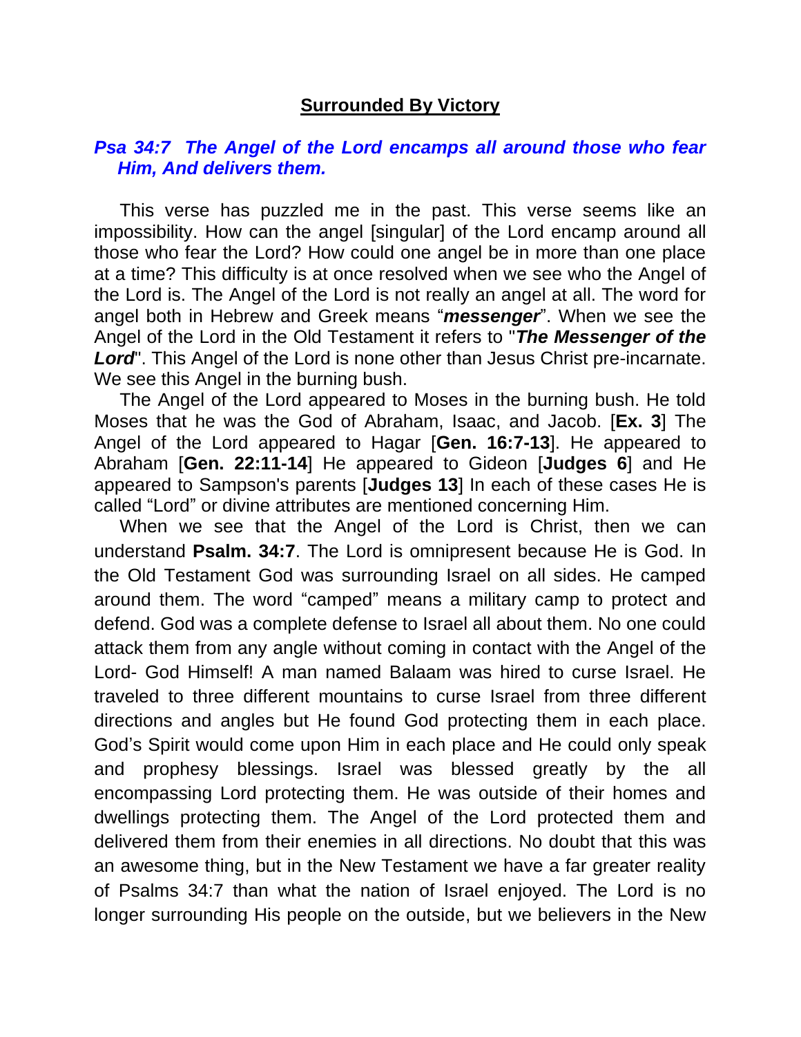# **Surrounded By Victory**

***Psa 34:7 The Angel of the Lord encamps all around those who fear Him, And delivers them.***

This verse has puzzled me in the past. This verse seems like an impossibility. How can the angel [singular] of the Lord encamp around all those who fear the Lord? How could one angel be in more than one place at a time? This difficulty is at once resolved when we see who the Angel of the Lord is. The Angel of the Lord is not really an angel at all. The word for angel both in Hebrew and Greek means "***messenger***". When we see the Angel of the Lord in the Old Testament it refers to "***The Messenger of the Lord***". This Angel of the Lord is none other than Jesus Christ pre-incarnate. We see this Angel in the burning bush.

The Angel of the Lord appeared to Moses in the burning bush. He told Moses that he was the God of Abraham, Isaac, and Jacob. [**Ex. 3**] The Angel of the Lord appeared to Hagar [**Gen. 16:7-13**]. He appeared to Abraham [**Gen. 22:11-14**] He appeared to Gideon [**Judges 6**] and He appeared to Sampson's parents [**Judges 13**] In each of these cases He is called "Lord" or divine attributes are mentioned concerning Him.

When we see that the Angel of the Lord is Christ, then we can understand **Psalm. 34:7**. The Lord is omnipresent because He is God. In the Old Testament God was surrounding Israel on all sides. He camped around them. The word "camped" means a military camp to protect and defend. God was a complete defense to Israel all about them. No one could attack them from any angle without coming in contact with the Angel of the Lord- God Himself! A man named Balaam was hired to curse Israel. He traveled to three different mountains to curse Israel from three different directions and angles but He found God protecting them in each place. God's Spirit would come upon Him in each place and He could only speak and prophesy blessings. Israel was blessed greatly by the all encompassing Lord protecting them. He was outside of their homes and dwellings protecting them. The Angel of the Lord protected them and delivered them from their enemies in all directions. No doubt that this was an awesome thing, but in the New Testament we have a far greater reality of Psalms 34:7 than what the nation of Israel enjoyed. The Lord is no longer surrounding His people on the outside, but we believers in the New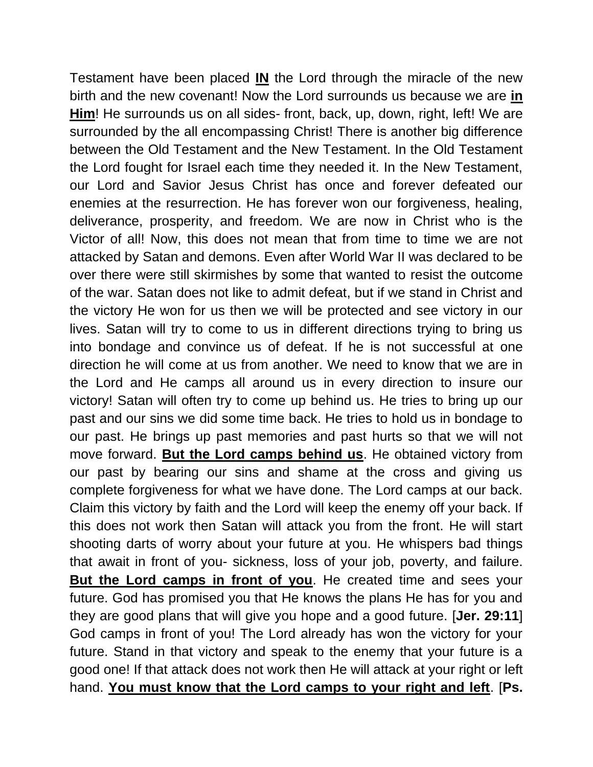Testament have been placed **IN** the Lord through the miracle of the new birth and the new covenant! Now the Lord surrounds us because we are **in Him**! He surrounds us on all sides- front, back, up, down, right, left! We are surrounded by the all encompassing Christ! There is another big difference between the Old Testament and the New Testament. In the Old Testament the Lord fought for Israel each time they needed it. In the New Testament, our Lord and Savior Jesus Christ has once and forever defeated our enemies at the resurrection. He has forever won our forgiveness, healing, deliverance, prosperity, and freedom. We are now in Christ who is the Victor of all! Now, this does not mean that from time to time we are not attacked by Satan and demons. Even after World War II was declared to be over there were still skirmishes by some that wanted to resist the outcome of the war. Satan does not like to admit defeat, but if we stand in Christ and the victory He won for us then we will be protected and see victory in our lives. Satan will try to come to us in different directions trying to bring us into bondage and convince us of defeat. If he is not successful at one direction he will come at us from another. We need to know that we are in the Lord and He camps all around us in every direction to insure our victory! Satan will often try to come up behind us. He tries to bring up our past and our sins we did some time back. He tries to hold us in bondage to our past. He brings up past memories and past hurts so that we will not move forward. **But the Lord camps behind us**. He obtained victory from our past by bearing our sins and shame at the cross and giving us complete forgiveness for what we have done. The Lord camps at our back. Claim this victory by faith and the Lord will keep the enemy off your back. If this does not work then Satan will attack you from the front. He will start shooting darts of worry about your future at you. He whispers bad things that await in front of you- sickness, loss of your job, poverty, and failure. **But the Lord camps in front of you**. He created time and sees your future. God has promised you that He knows the plans He has for you and they are good plans that will give you hope and a good future. [**Jer. 29:11**] God camps in front of you! The Lord already has won the victory for your future. Stand in that victory and speak to the enemy that your future is a good one! If that attack does not work then He will attack at your right or left hand. **You must know that the Lord camps to your right and left**. [**Ps.**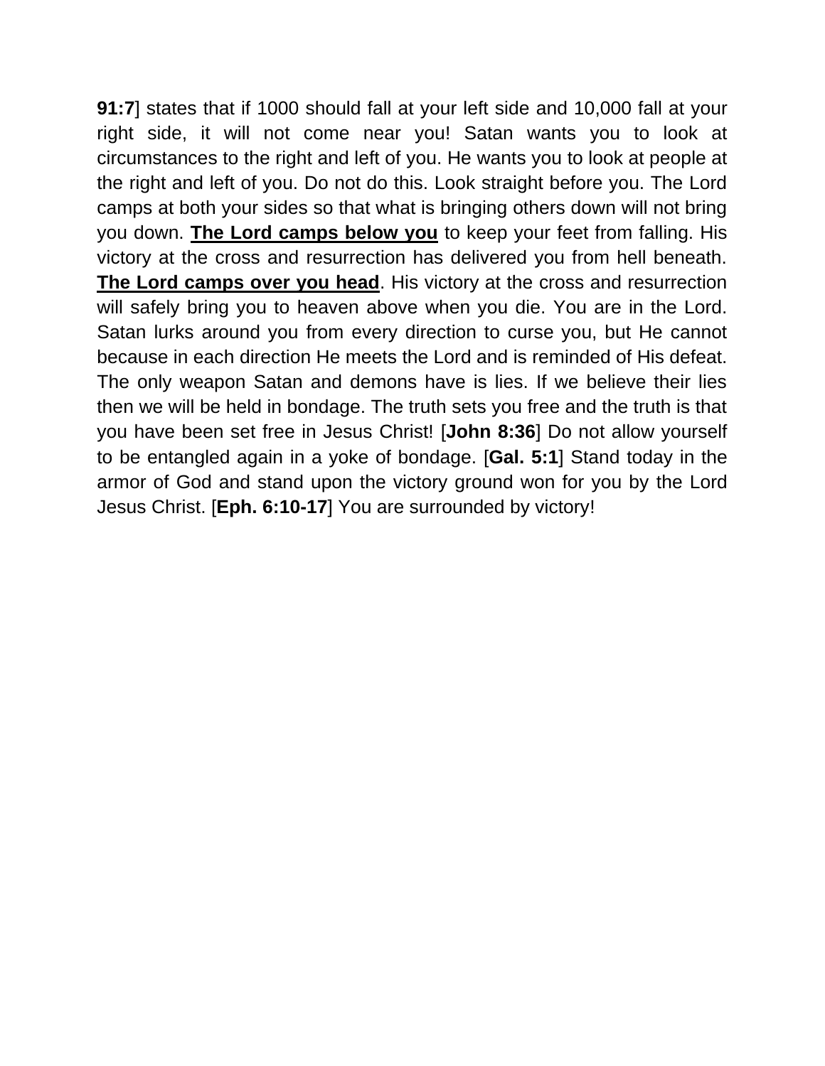**91:7**] states that if 1000 should fall at your left side and 10,000 fall at your right side, it will not come near you! Satan wants you to look at circumstances to the right and left of you. He wants you to look at people at the right and left of you. Do not do this. Look straight before you. The Lord camps at both your sides so that what is bringing others down will not bring you down. **The Lord camps below you** to keep your feet from falling. His victory at the cross and resurrection has delivered you from hell beneath. **The Lord camps over you head**. His victory at the cross and resurrection will safely bring you to heaven above when you die. You are in the Lord. Satan lurks around you from every direction to curse you, but He cannot because in each direction He meets the Lord and is reminded of His defeat. The only weapon Satan and demons have is lies. If we believe their lies then we will be held in bondage. The truth sets you free and the truth is that you have been set free in Jesus Christ! [**John 8:36**] Do not allow yourself to be entangled again in a yoke of bondage. [**Gal. 5:1**] Stand today in the armor of God and stand upon the victory ground won for you by the Lord Jesus Christ. [**Eph. 6:10-17**] You are surrounded by victory!